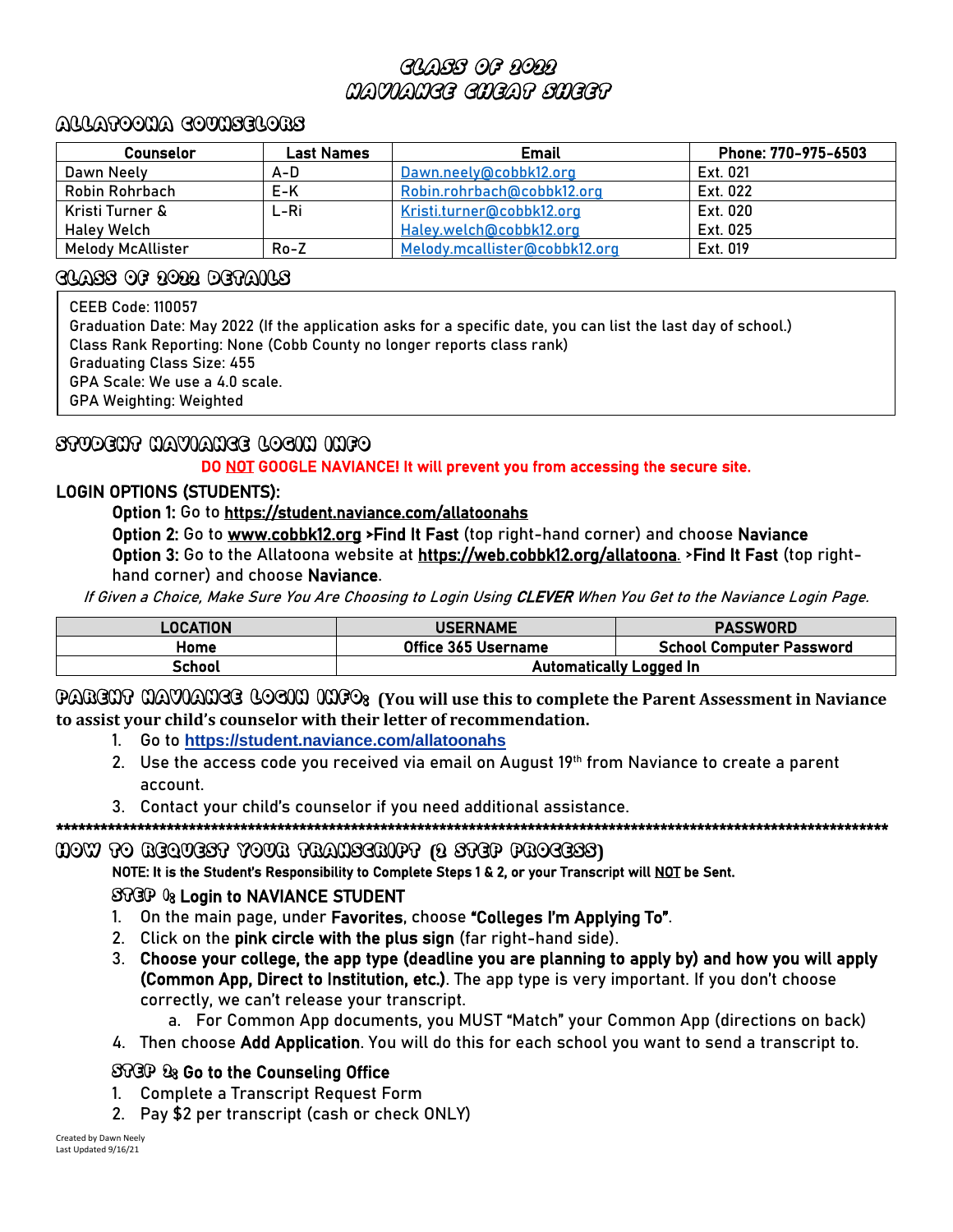# Class of 2022
# Naviance Cheat Sheet

## Allatoona Counselors

| Counselor | Last Names | Email | Phone: 770-975-6503 |
|---|---|---|---|
| Dawn Neely | A-D | Dawn.neely@cobbk12.org | Ext. 021 |
| Robin Rohrbach | E-K | Robin.rohrbach@cobbk12.org | Ext. 022 |
| Kristi Turner & Haley Welch | L-Ri | Kristi.turner@cobbk12.org Haley.welch@cobbk12.org | Ext. 020 Ext. 025 |
| Melody McAllister | Ro-Z | Melody.mcallister@cobbk12.org | Ext. 019 |

## Class of 2022 Details

CEEB Code: 110057
Graduation Date: May 2022 (If the application asks for a specific date, you can list the last day of school.)
Class Rank Reporting: None (Cobb County no longer reports class rank)
Graduating Class Size: 455
GPA Scale: We use a 4.0 scale.
GPA Weighting: Weighted

## Student Naviance Login Info

**DO NOT GOOGLE NAVIANCE! It will prevent you from accessing the secure site.**

**LOGIN OPTIONS (STUDENTS):**

**Option 1:** Go to https://student.naviance.com/allatoonahs
**Option 2:** Go to www.cobbk12.org **>Find It Fast** (top right-hand corner) and choose **Naviance**
**Option 3:** Go to the Allatoona website at https://web.cobbk12.org/allatoona. >**Find It Fast** (top right-hand corner) and choose **Naviance**.

*If Given a Choice, Make Sure You Are Choosing to Login Using **CLEVER** When You Get to the Naviance Login Page.*

| LOCATION | USERNAME | PASSWORD |
|---|---|---|
| Home | Office 365 Username | School Computer Password |
| School | Automatically Logged In | |

## Parent Naviance Login Info: **(You will use this to complete the Parent Assessment in Naviance to assist your child's counselor with their letter of recommendation.**

1. Go to **https://student.naviance.com/allatoonahs**
2. Use the access code you received via email on August 19th from Naviance to create a parent account.
3. Contact your child's counselor if you need additional assistance.

*****************************************************************************************************************************

## How to Request Your Transcript (2 Step Process)

**NOTE: It is the Student's Responsibility to Complete Steps 1 & 2, or your Transcript will NOT be Sent.**

### Step 1: Login to NAVIANCE STUDENT

1. On the main page, under **Favorites**, choose **"Colleges I'm Applying To"**.
2. Click on the **pink circle with the plus sign** (far right-hand side).
3. **Choose your college, the app type (deadline you are planning to apply by) and how you will apply (Common App, Direct to Institution, etc.)**. The app type is very important. If you don't choose correctly, we can't release your transcript.
   a. For Common App documents, you MUST "Match" your Common App (directions on back)
4. Then choose **Add Application**. You will do this for each school you want to send a transcript to.

### Step 2: Go to the Counseling Office

1. Complete a Transcript Request Form
2. Pay $2 per transcript (cash or check ONLY)

Created by Dawn Neely
Last Updated 9/16/21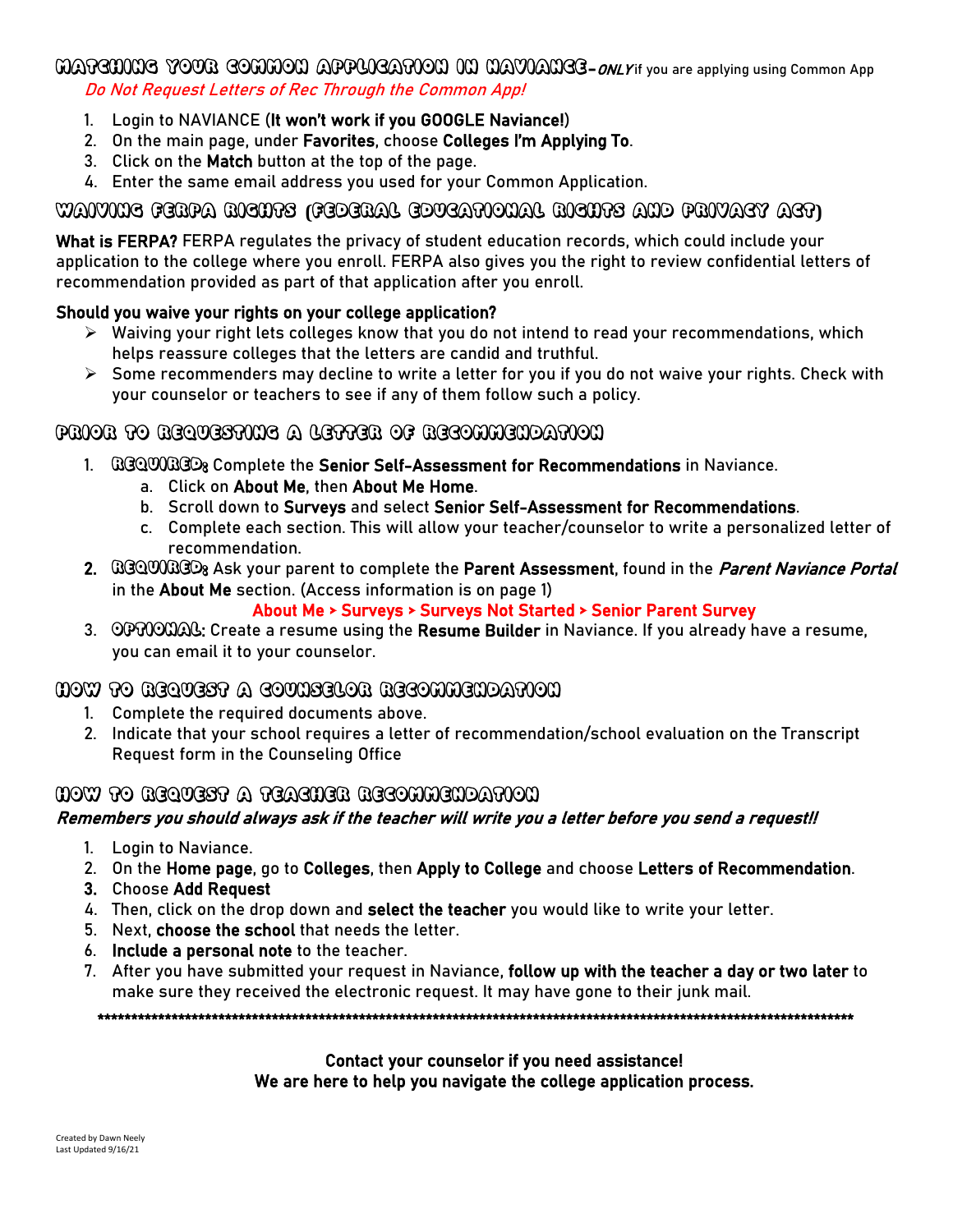## MATCHING YOUR COMMON APPLICATION IN NAVIANCE- *ONLY* if you are applying using Common App

*Do Not Request Letters of Rec Through the Common App!*

1. Login to NAVIANCE (**It won't work if you GOOGLE Naviance!**)
2. On the main page, under **Favorites**, choose **Colleges I'm Applying To**.
3. Click on the **Match** button at the top of the page.
4. Enter the same email address you used for your Common Application.

## WAIVING FERPA RIGHTS (FEDERAL EDUCATIONAL RIGHTS AND PRIVACY ACT)

**What is FERPA?** FERPA regulates the privacy of student education records, which could include your application to the college where you enroll. FERPA also gives you the right to review confidential letters of recommendation provided as part of that application after you enroll.

**Should you waive your rights on your college application?**

- Waiving your right lets colleges know that you do not intend to read your recommendations, which helps reassure colleges that the letters are candid and truthful.
- Some recommenders may decline to write a letter for you if you do not waive your rights. Check with your counselor or teachers to see if any of them follow such a policy.

## PRIOR TO REQUESTING A LETTER OF RECOMMENDATION

1. REQUIRED: Complete the **Senior Self-Assessment for Recommendations** in Naviance.
   a. Click on **About Me**, then **About Me Home**.
   b. Scroll down to **Surveys** and select **Senior Self-Assessment for Recommendations**.
   c. Complete each section. This will allow your teacher/counselor to write a personalized letter of recommendation.
2. REQUIRED: Ask your parent to complete the **Parent Assessment**, found in the *Parent Naviance Portal* in the **About Me** section. (Access information is on page 1)

   **About Me > Surveys > Surveys Not Started > Senior Parent Survey**
3. OPTIONAL: Create a resume using the **Resume Builder** in Naviance. If you already have a resume, you can email it to your counselor.

## HOW TO REQUEST A COUNSELOR RECOMMENDATION

1. Complete the required documents above.
2. Indicate that your school requires a letter of recommendation/school evaluation on the Transcript Request form in the Counseling Office

## HOW TO REQUEST A TEACHER RECOMMENDATION

***Remembers you should always ask if the teacher will write you a letter before you send a request!!***

1. Login to Naviance.
2. On the **Home page**, go to **Colleges**, then **Apply to College** and choose **Letters of Recommendation**.
3. Choose **Add Request**
4. Then, click on the drop down and **select the teacher** you would like to write your letter.
5. Next, **choose the school** that needs the letter.
6. **Include a personal note** to the teacher.
7. After you have submitted your request in Naviance, **follow up with the teacher a day or two later** to make sure they received the electronic request. It may have gone to their junk mail.

***************************************************************************************************************

**Contact your counselor if you need assistance!**
**We are here to help you navigate the college application process.**

Created by Dawn Neely
Last Updated 9/16/21